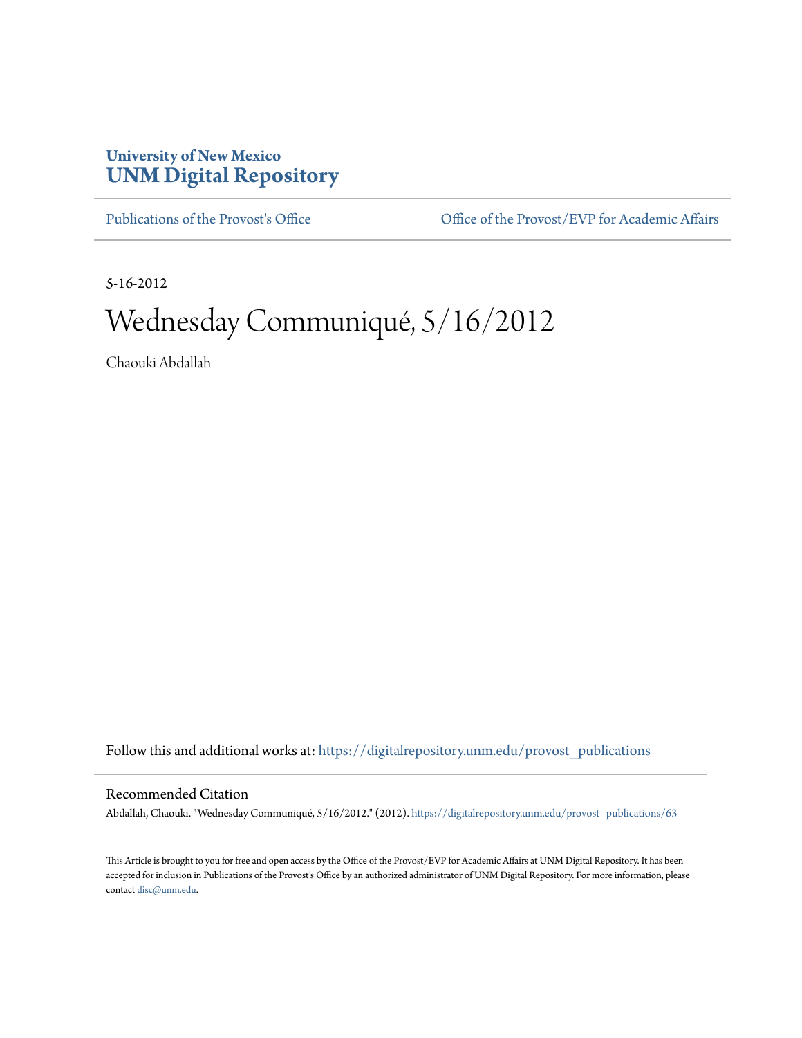University of New Mexico
**UNM Digital Repository**

Publications of the Provost's Office | Office of the Provost/EVP for Academic Affairs

5-16-2012

# Wednesday Communiqué, 5/16/2012

Chaouki Abdallah

Follow this and additional works at: https://digitalrepository.unm.edu/provost_publications

## Recommended Citation

Abdallah, Chaouki. "Wednesday Communiqué, 5/16/2012." (2012). https://digitalrepository.unm.edu/provost_publications/63

This Article is brought to you for free and open access by the Office of the Provost/EVP for Academic Affairs at UNM Digital Repository. It has been accepted for inclusion in Publications of the Provost's Office by an authorized administrator of UNM Digital Repository. For more information, please contact disc@unm.edu.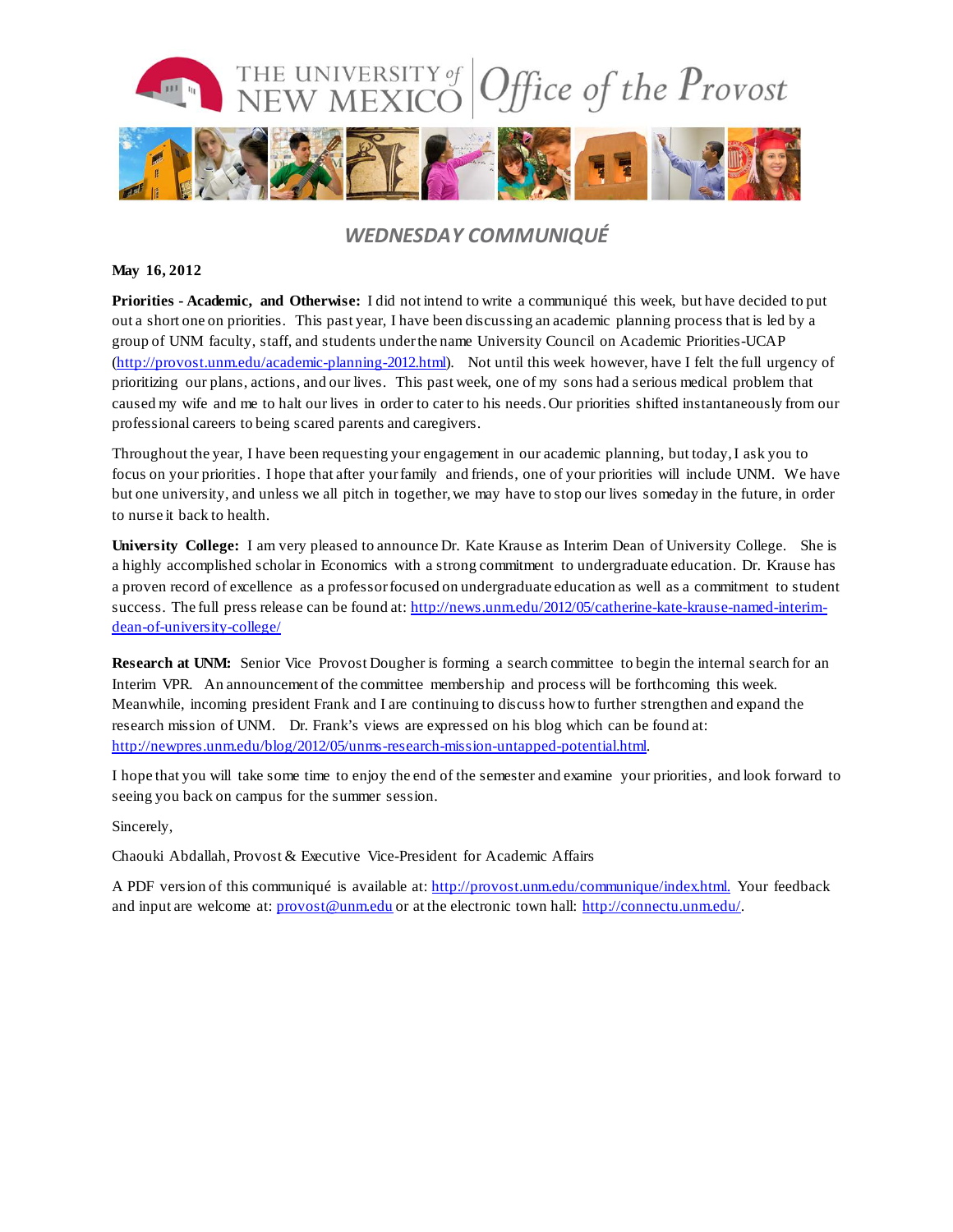THE UNIVERSITY of NEW MEXICO | Office of the Provost

## *WEDNESDAY COMMUNIQUÉ*

**May 16, 2012**

**Priorities - Academic, and Otherwise:** I did not intend to write a communiqué this week, but have decided to put out a short one on priorities. This past year, I have been discussing an academic planning process that is led by a group of UNM faculty, staff, and students under the name University Council on Academic Priorities-UCAP (http://provost.unm.edu/academic-planning-2012.html). Not until this week however, have I felt the full urgency of prioritizing our plans, actions, and our lives. This past week, one of my sons had a serious medical problem that caused my wife and me to halt our lives in order to cater to his needs. Our priorities shifted instantaneously from our professional careers to being scared parents and caregivers.

Throughout the year, I have been requesting your engagement in our academic planning, but today, I ask you to focus on your priorities. I hope that after your family and friends, one of your priorities will include UNM. We have but one university, and unless we all pitch in together, we may have to stop our lives someday in the future, in order to nurse it back to health.

**University College:** I am very pleased to announce Dr. Kate Krause as Interim Dean of University College. She is a highly accomplished scholar in Economics with a strong commitment to undergraduate education. Dr. Krause has a proven record of excellence as a professor focused on undergraduate education as well as a commitment to student success. The full press release can be found at: http://news.unm.edu/2012/05/catherine-kate-krause-named-interim-dean-of-university-college/

**Research at UNM:** Senior Vice Provost Dougher is forming a search committee to begin the internal search for an Interim VPR. An announcement of the committee membership and process will be forthcoming this week. Meanwhile, incoming president Frank and I are continuing to discuss how to further strengthen and expand the research mission of UNM. Dr. Frank's views are expressed on his blog which can be found at: http://newpres.unm.edu/blog/2012/05/unms-research-mission-untapped-potential.html.

I hope that you will take some time to enjoy the end of the semester and examine your priorities, and look forward to seeing you back on campus for the summer session.

Sincerely,

Chaouki Abdallah, Provost & Executive Vice-President for Academic Affairs

A PDF version of this communiqué is available at: http://provost.unm.edu/communique/index.html. Your feedback and input are welcome at: provost@unm.edu or at the electronic town hall: http://connectu.unm.edu/.